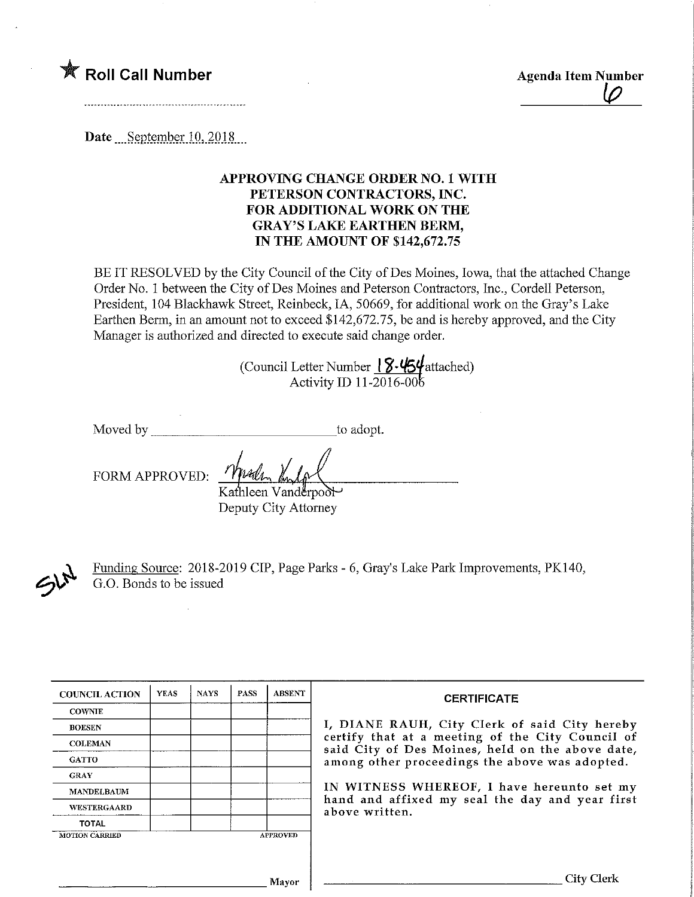★ **Roll Call Number**

Agenda Item Number
6

Date September 10, 2018

**APPROVING CHANGE ORDER NO. 1 WITH PETERSON CONTRACTORS, INC. FOR ADDITIONAL WORK ON THE GRAY'S LAKE EARTHEN BERM, IN THE AMOUNT OF $142,672.75**

BE IT RESOLVED by the City Council of the City of Des Moines, Iowa, that the attached Change Order No. 1 between the City of Des Moines and Peterson Contractors, Inc., Cordell Peterson, President, 104 Blackhawk Street, Reinbeck, IA, 50669, for additional work on the Gray's Lake Earthen Berm, in an amount not to exceed $142,672.75, be and is hereby approved, and the City Manager is authorized and directed to execute said change order.

(Council Letter Number 18-454 attached)
Activity ID 11-2016-006

Moved by ____________________ to adopt.

FORM APPROVED:

Kathleen Vanderpool
Deputy City Attorney

Funding Source: 2018-2019 CIP, Page Parks - 6, Gray's Lake Park Improvements, PK140, G.O. Bonds to be issued

| COUNCIL ACTION | YEAS | NAYS | PASS | ABSENT |
|---|---|---|---|---|
| COWNIE | | | | |
| BOESEN | | | | |
| COLEMAN | | | | |
| GATTO | | | | |
| GRAY | | | | |
| MANDELBAUM | | | | |
| WESTERGAARD | | | | |
| TOTAL | | | | |
| MOTION CARRIED | | | | APPROVED |

_______________________ Mayor

**CERTIFICATE**

I, DIANE RAUH, City Clerk of said City hereby certify that at a meeting of the City Council of said City of Des Moines, held on the above date, among other proceedings the above was adopted.

IN WITNESS WHEREOF, I have hereunto set my hand and affixed my seal the day and year first above written.

_______________________ City Clerk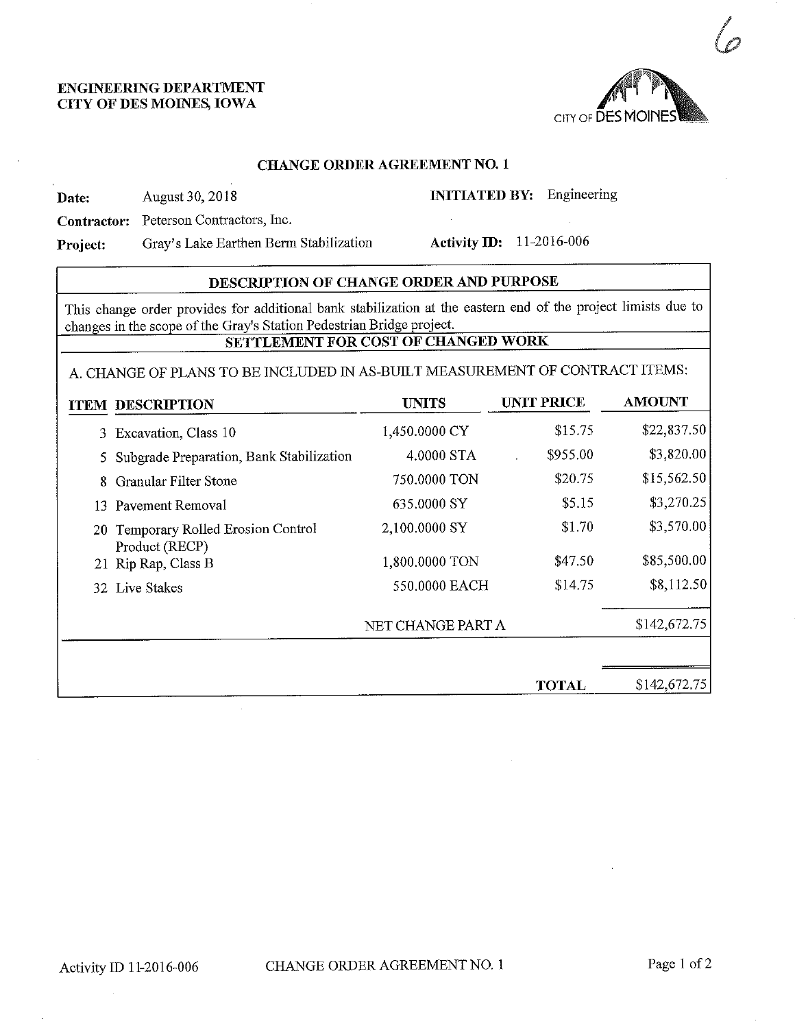## ENGINEERING DEPARTMENT
## CITY OF DES MOINES, IOWA

6

CITY OF DES MOINES

### CHANGE ORDER AGREEMENT NO. 1

**Date:** August 30, 2018 **INITIATED BY:** Engineering

**Contractor:** Peterson Contractors, Inc.

**Project:** Gray's Lake Earthen Berm Stabilization **Activity ID:** 11-2016-006

**DESCRIPTION OF CHANGE ORDER AND PURPOSE**

This change order provides for additional bank stabilization at the eastern end of the project limits due to changes in the scope of the Gray's Station Pedestrian Bridge project.

**SETTLEMENT FOR COST OF CHANGED WORK**

A. CHANGE OF PLANS TO BE INCLUDED IN AS-BUILT MEASUREMENT OF CONTRACT ITEMS:

| ITEM | DESCRIPTION | UNITS | UNIT PRICE | AMOUNT |
|---|---|---|---|---|
| 3 | Excavation, Class 10 | 1,450.0000 CY | $15.75 | $22,837.50 |
| 5 | Subgrade Preparation, Bank Stabilization | 4.0000 STA | $955.00 | $3,820.00 |
| 8 | Granular Filter Stone | 750.0000 TON | $20.75 | $15,562.50 |
| 13 | Pavement Removal | 635.0000 SY | $5.15 | $3,270.25 |
| 20 | Temporary Rolled Erosion Control Product (RECP) | 2,100.0000 SY | $1.70 | $3,570.00 |
| 21 | Rip Rap, Class B | 1,800.0000 TON | $47.50 | $85,500.00 |
| 32 | Live Stakes | 550.0000 EACH | $14.75 | $8,112.50 |
| | | NET CHANGE PART A | | $142,672.75 |
| | | | **TOTAL** | $142,672.75 |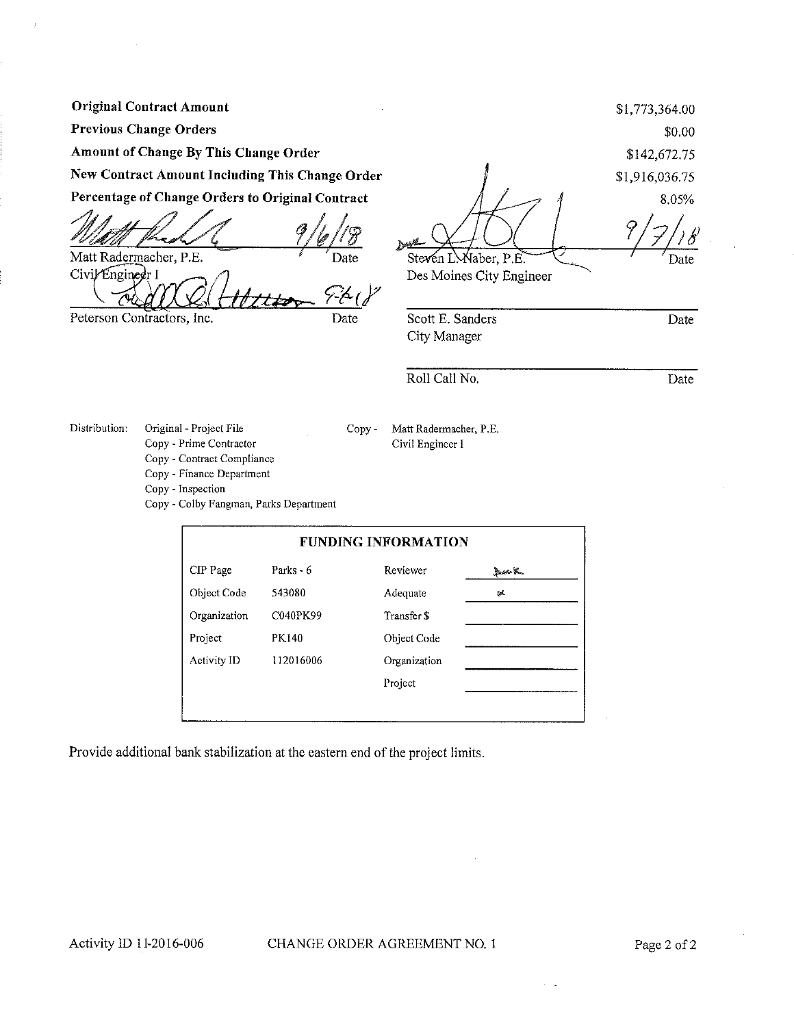| | |
|---|---|
| **Original Contract Amount** | $1,773,364.00 |
| **Previous Change Orders** | $0.00 |
| **Amount of Change By This Change Order** | $142,672.75 |
| **New Contract Amount Including This Change Order** | $1,916,036.75 |
| **Percentage of Change Orders to Original Contract** | 8.05% |

9/6/18

Matt Radermacher, P.E. — Date
Civil Engineer I

9-6-18

Peterson Contractors, Inc. — Date

9/7/18

Steven L. Naber, P.E. — Date
Des Moines City Engineer

Scott E. Sanders — Date
City Manager

Roll Call No. — Date

Distribution:
- Original - Project File
- Copy - Prime Contractor
- Copy - Contract Compliance
- Copy - Finance Department
- Copy - Inspection
- Copy - Colby Fangman, Parks Department

Copy - Matt Radermacher, P.E.
Civil Engineer I

**FUNDING INFORMATION**

| | | | |
|---|---|---|---|
| CIP Page | Parks - 6 | Reviewer | |
| Object Code | 543080 | Adequate | |
| Organization | C040PK99 | Transfer $ | |
| Project | PK140 | Object Code | |
| Activity ID | 112016006 | Organization | |
| | | Project | |

Provide additional bank stabilization at the eastern end of the project limits.